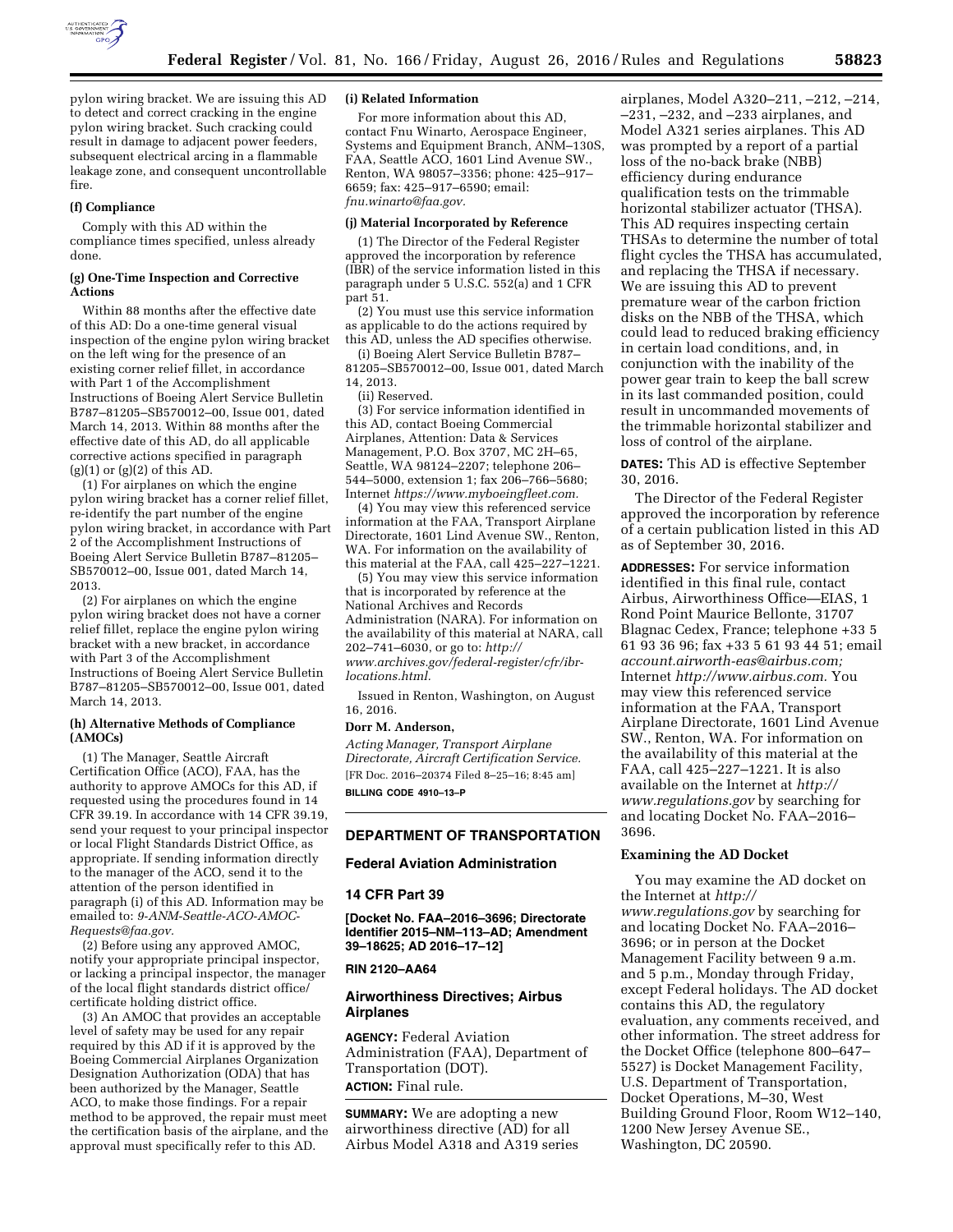pylon wiring bracket. We are issuing this AD to detect and correct cracking in the engine pylon wiring bracket. Such cracking could result in damage to adjacent power feeders, subsequent electrical arcing in a flammable leakage zone, and consequent uncontrollable fire.

**(f) Compliance**

Comply with this AD within the compliance times specified, unless already done.

**(g) One-Time Inspection and Corrective Actions**

Within 88 months after the effective date of this AD: Do a one-time general visual inspection of the engine pylon wiring bracket on the left wing for the presence of an existing corner relief fillet, in accordance with Part 1 of the Accomplishment Instructions of Boeing Alert Service Bulletin B787–81205–SB570012–00, Issue 001, dated March 14, 2013. Within 88 months after the effective date of this AD, do all applicable corrective actions specified in paragraph (g)(1) or (g)(2) of this AD.

(1) For airplanes on which the engine pylon wiring bracket has a corner relief fillet, re-identify the part number of the engine pylon wiring bracket, in accordance with Part 2 of the Accomplishment Instructions of Boeing Alert Service Bulletin B787–81205–SB570012–00, Issue 001, dated March 14, 2013.

(2) For airplanes on which the engine pylon wiring bracket does not have a corner relief fillet, replace the engine pylon wiring bracket with a new bracket, in accordance with Part 3 of the Accomplishment Instructions of Boeing Alert Service Bulletin B787–81205–SB570012–00, Issue 001, dated March 14, 2013.

**(h) Alternative Methods of Compliance (AMOCs)**

(1) The Manager, Seattle Aircraft Certification Office (ACO), FAA, has the authority to approve AMOCs for this AD, if requested using the procedures found in 14 CFR 39.19. In accordance with 14 CFR 39.19, send your request to your principal inspector or local Flight Standards District Office, as appropriate. If sending information directly to the manager of the ACO, send it to the attention of the person identified in paragraph (i) of this AD. Information may be emailed to: *9-ANM-Seattle-ACO-AMOC-Requests@faa.gov.*

(2) Before using any approved AMOC, notify your appropriate principal inspector, or lacking a principal inspector, the manager of the local flight standards district office/certificate holding district office.

(3) An AMOC that provides an acceptable level of safety may be used for any repair required by this AD if it is approved by the Boeing Commercial Airplanes Organization Designation Authorization (ODA) that has been authorized by the Manager, Seattle ACO, to make those findings. For a repair method to be approved, the repair must meet the certification basis of the airplane, and the approval must specifically refer to this AD.

**(i) Related Information**

For more information about this AD, contact Fnu Winarto, Aerospace Engineer, Systems and Equipment Branch, ANM–130S, FAA, Seattle ACO, 1601 Lind Avenue SW., Renton, WA 98057–3356; phone: 425–917–6659; fax: 425–917–6590; email: *fnu.winarto@faa.gov.*

**(j) Material Incorporated by Reference**

(1) The Director of the Federal Register approved the incorporation by reference (IBR) of the service information listed in this paragraph under 5 U.S.C. 552(a) and 1 CFR part 51.

(2) You must use this service information as applicable to do the actions required by this AD, unless the AD specifies otherwise.

(i) Boeing Alert Service Bulletin B787–81205–SB570012–00, Issue 001, dated March 14, 2013.

(ii) Reserved.

(3) For service information identified in this AD, contact Boeing Commercial Airplanes, Attention: Data & Services Management, P.O. Box 3707, MC 2H–65, Seattle, WA 98124–2207; telephone 206–544–5000, extension 1; fax 206–766–5680; Internet *https://www.myboeingfleet.com.*

(4) You may view this referenced service information at the FAA, Transport Airplane Directorate, 1601 Lind Avenue SW., Renton, WA. For information on the availability of this material at the FAA, call 425–227–1221.

(5) You may view this service information that is incorporated by reference at the National Archives and Records Administration (NARA). For information on the availability of this material at NARA, call 202–741–6030, or go to: *http://www.archives.gov/federal-register/cfr/ibr-locations.html.*

Issued in Renton, Washington, on August 16, 2016.

**Dorr M. Anderson,**

*Acting Manager, Transport Airplane Directorate, Aircraft Certification Service.*

[FR Doc. 2016–20374 Filed 8–25–16; 8:45 am]

**BILLING CODE 4910–13–P**

## DEPARTMENT OF TRANSPORTATION

### Federal Aviation Administration

### 14 CFR Part 39

**[Docket No. FAA–2016–3696; Directorate Identifier 2015–NM–113–AD; Amendment 39–18625; AD 2016–17–12]**

**RIN 2120–AA64**

### Airworthiness Directives; Airbus Airplanes

**AGENCY:** Federal Aviation Administration (FAA), Department of Transportation (DOT).

**ACTION:** Final rule.

**SUMMARY:** We are adopting a new airworthiness directive (AD) for all Airbus Model A318 and A319 series airplanes, Model A320–211, –212, –214, –231, –232, and –233 airplanes, and Model A321 series airplanes. This AD was prompted by a report of a partial loss of the no-back brake (NBB) efficiency during endurance qualification tests on the trimmable horizontal stabilizer actuator (THSA). This AD requires inspecting certain THSAs to determine the number of total flight cycles the THSA has accumulated, and replacing the THSA if necessary. We are issuing this AD to prevent premature wear of the carbon friction disks on the NBB of the THSA, which could lead to reduced braking efficiency in certain load conditions, and, in conjunction with the inability of the power gear train to keep the ball screw in its last commanded position, could result in uncommanded movements of the trimmable horizontal stabilizer and loss of control of the airplane.

**DATES:** This AD is effective September 30, 2016.

The Director of the Federal Register approved the incorporation by reference of a certain publication listed in this AD as of September 30, 2016.

**ADDRESSES:** For service information identified in this final rule, contact Airbus, Airworthiness Office—EIAS, 1 Rond Point Maurice Bellonte, 31707 Blagnac Cedex, France; telephone +33 5 61 93 36 96; fax +33 5 61 93 44 51; email *account.airworth-eas@airbus.com;* Internet *http://www.airbus.com.* You may view this referenced service information at the FAA, Transport Airplane Directorate, 1601 Lind Avenue SW., Renton, WA. For information on the availability of this material at the FAA, call 425–227–1221. It is also available on the Internet at *http://www.regulations.gov* by searching for and locating Docket No. FAA–2016–3696.

**Examining the AD Docket**

You may examine the AD docket on the Internet at *http://www.regulations.gov* by searching for and locating Docket No. FAA–2016–3696; or in person at the Docket Management Facility between 9 a.m. and 5 p.m., Monday through Friday, except Federal holidays. The AD docket contains this AD, the regulatory evaluation, any comments received, and other information. The street address for the Docket Office (telephone 800–647–5527) is Docket Management Facility, U.S. Department of Transportation, Docket Operations, M–30, West Building Ground Floor, Room W12–140, 1200 New Jersey Avenue SE., Washington, DC 20590.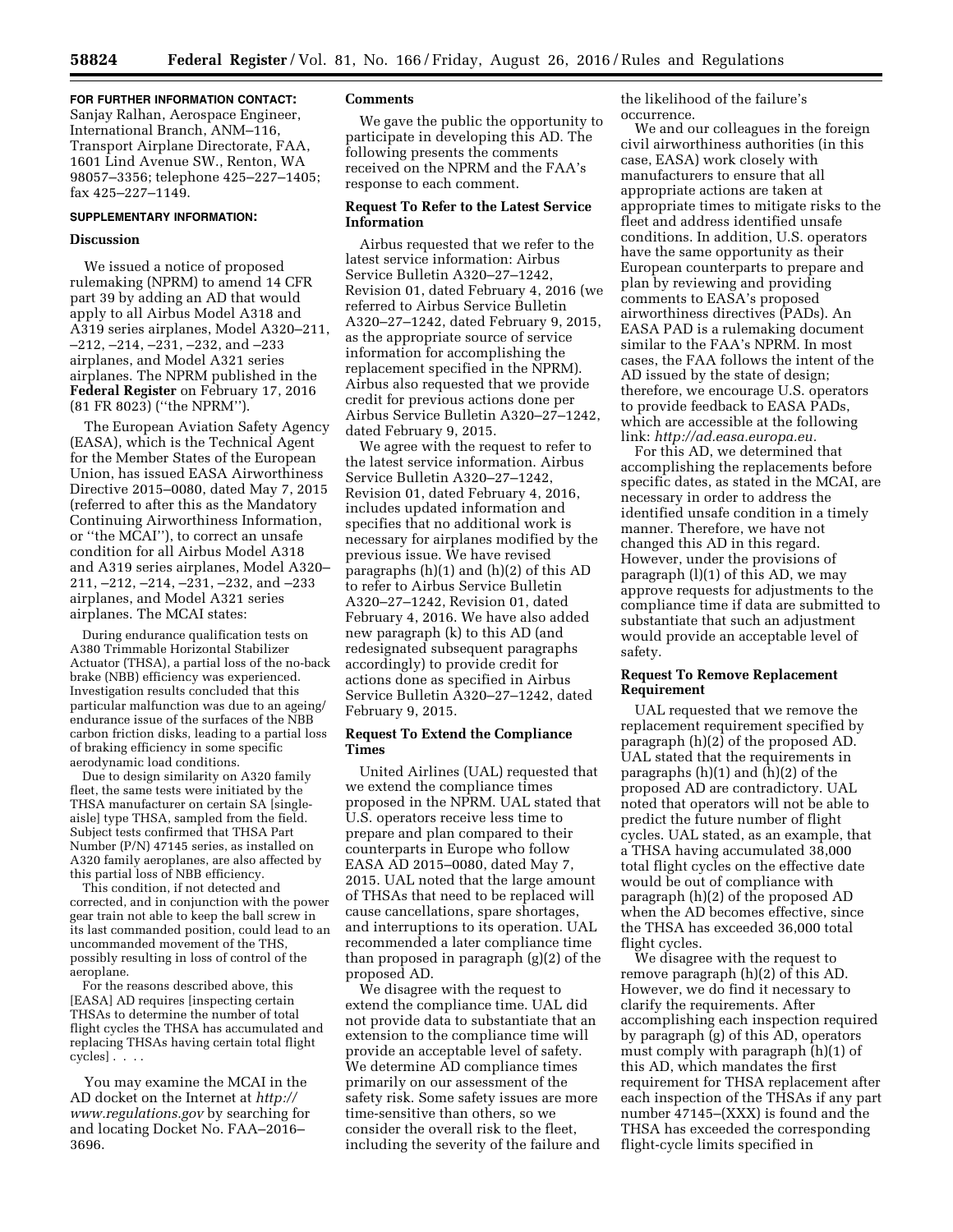**FOR FURTHER INFORMATION CONTACT:** Sanjay Ralhan, Aerospace Engineer, International Branch, ANM–116, Transport Airplane Directorate, FAA, 1601 Lind Avenue SW., Renton, WA 98057–3356; telephone 425–227–1405; fax 425–227–1149.

**SUPPLEMENTARY INFORMATION:**

**Discussion**

We issued a notice of proposed rulemaking (NPRM) to amend 14 CFR part 39 by adding an AD that would apply to all Airbus Model A318 and A319 series airplanes, Model A320–211, –212, –214, –231, –232, and –233 airplanes, and Model A321 series airplanes. The NPRM published in the **Federal Register** on February 17, 2016 (81 FR 8023) (''the NPRM'').

The European Aviation Safety Agency (EASA), which is the Technical Agent for the Member States of the European Union, has issued EASA Airworthiness Directive 2015–0080, dated May 7, 2015 (referred to after this as the Mandatory Continuing Airworthiness Information, or ''the MCAI''), to correct an unsafe condition for all Airbus Model A318 and A319 series airplanes, Model A320–211, –212, –214, –231, –232, and –233 airplanes, and Model A321 series airplanes. The MCAI states:

> During endurance qualification tests on A380 Trimmable Horizontal Stabilizer Actuator (THSA), a partial loss of the no-back brake (NBB) efficiency was experienced. Investigation results concluded that this particular malfunction was due to an ageing/endurance issue of the surfaces of the NBB carbon friction disks, leading to a partial loss of braking efficiency in some specific aerodynamic load conditions.
>
> Due to design similarity on A320 family fleet, the same tests were initiated by the THSA manufacturer on certain SA [single-aisle] type THSA, sampled from the field. Subject tests confirmed that THSA Part Number (P/N) 47145 series, as installed on A320 family aeroplanes, are also affected by this partial loss of NBB efficiency.
>
> This condition, if not detected and corrected, and in conjunction with the power gear train not able to keep the ball screw in its last commanded position, could lead to an uncommanded movement of the THS, possibly resulting in loss of control of the aeroplane.
>
> For the reasons described above, this [EASA] AD requires [inspecting certain THSAs to determine the number of total flight cycles the THSA has accumulated and replacing THSAs having certain total flight cycles] . . . .

You may examine the MCAI in the AD docket on the Internet at *http://www.regulations.gov* by searching for and locating Docket No. FAA–2016–3696.

**Comments**

We gave the public the opportunity to participate in developing this AD. The following presents the comments received on the NPRM and the FAA's response to each comment.

**Request To Refer to the Latest Service Information**

Airbus requested that we refer to the latest service information: Airbus Service Bulletin A320–27–1242, Revision 01, dated February 4, 2016 (we referred to Airbus Service Bulletin A320–27–1242, dated February 9, 2015, as the appropriate source of service information for accomplishing the replacement specified in the NPRM). Airbus also requested that we provide credit for previous actions done per Airbus Service Bulletin A320–27–1242, dated February 9, 2015.

We agree with the request to refer to the latest service information. Airbus Service Bulletin A320–27–1242, Revision 01, dated February 4, 2016, includes updated information and specifies that no additional work is necessary for airplanes modified by the previous issue. We have revised paragraphs (h)(1) and (h)(2) of this AD to refer to Airbus Service Bulletin A320–27–1242, Revision 01, dated February 4, 2016. We have also added new paragraph (k) to this AD (and redesignated subsequent paragraphs accordingly) to provide credit for actions done as specified in Airbus Service Bulletin A320–27–1242, dated February 9, 2015.

**Request To Extend the Compliance Times**

United Airlines (UAL) requested that we extend the compliance times proposed in the NPRM. UAL stated that U.S. operators receive less time to prepare and plan compared to their counterparts in Europe who follow EASA AD 2015–0080, dated May 7, 2015. UAL noted that the large amount of THSAs that need to be replaced will cause cancellations, spare shortages, and interruptions to its operation. UAL recommended a later compliance time than proposed in paragraph (g)(2) of the proposed AD.

We disagree with the request to extend the compliance time. UAL did not provide data to substantiate that an extension to the compliance time will provide an acceptable level of safety. We determine AD compliance times primarily on our assessment of the safety risk. Some safety issues are more time-sensitive than others, so we consider the overall risk to the fleet, including the severity of the failure and the likelihood of the failure's occurrence.

We and our colleagues in the foreign civil airworthiness authorities (in this case, EASA) work closely with manufacturers to ensure that all appropriate actions are taken at appropriate times to mitigate risks to the fleet and address identified unsafe conditions. In addition, U.S. operators have the same opportunity as their European counterparts to prepare and plan by reviewing and providing comments to EASA's proposed airworthiness directives (PADs). An EASA PAD is a rulemaking document similar to the FAA's NPRM. In most cases, the FAA follows the intent of the AD issued by the state of design; therefore, we encourage U.S. operators to provide feedback to EASA PADs, which are accessible at the following link: *http://ad.easa.europa.eu.*

For this AD, we determined that accomplishing the replacements before specific dates, as stated in the MCAI, are necessary in order to address the identified unsafe condition in a timely manner. Therefore, we have not changed this AD in this regard. However, under the provisions of paragraph (l)(1) of this AD, we may approve requests for adjustments to the compliance time if data are submitted to substantiate that such an adjustment would provide an acceptable level of safety.

**Request To Remove Replacement Requirement**

UAL requested that we remove the replacement requirement specified by paragraph (h)(2) of the proposed AD. UAL stated that the requirements in paragraphs (h)(1) and (h)(2) of the proposed AD are contradictory. UAL noted that operators will not be able to predict the future number of flight cycles. UAL stated, as an example, that a THSA having accumulated 38,000 total flight cycles on the effective date would be out of compliance with paragraph (h)(2) of the proposed AD when the AD becomes effective, since the THSA has exceeded 36,000 total flight cycles.

We disagree with the request to remove paragraph (h)(2) of this AD. However, we do find it necessary to clarify the requirements. After accomplishing each inspection required by paragraph (g) of this AD, operators must comply with paragraph (h)(1) of this AD, which mandates the first requirement for THSA replacement after each inspection of the THSAs if any part number 47145–(XXX) is found and the THSA has exceeded the corresponding flight-cycle limits specified in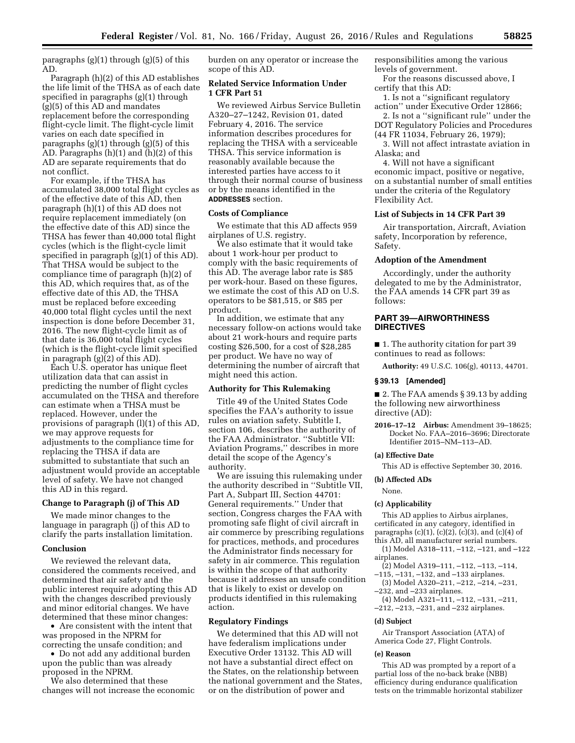paragraphs (g)(1) through (g)(5) of this AD.

Paragraph (h)(2) of this AD establishes the life limit of the THSA as of each date specified in paragraphs (g)(1) through (g)(5) of this AD and mandates replacement before the corresponding flight-cycle limit. The flight-cycle limit varies on each date specified in paragraphs (g)(1) through (g)(5) of this AD. Paragraphs (h)(1) and (h)(2) of this AD are separate requirements that do not conflict.

For example, if the THSA has accumulated 38,000 total flight cycles as of the effective date of this AD, then paragraph (h)(1) of this AD does not require replacement immediately (on the effective date of this AD) since the THSA has fewer than 40,000 total flight cycles (which is the flight-cycle limit specified in paragraph (g)(1) of this AD). That THSA would be subject to the compliance time of paragraph (h)(2) of this AD, which requires that, as of the effective date of this AD, the THSA must be replaced before exceeding 40,000 total flight cycles until the next inspection is done before December 31, 2016. The new flight-cycle limit as of that date is 36,000 total flight cycles (which is the flight-cycle limit specified in paragraph (g)(2) of this AD).

Each U.S. operator has unique fleet utilization data that can assist in predicting the number of flight cycles accumulated on the THSA and therefore can estimate when a THSA must be replaced. However, under the provisions of paragraph (l)(1) of this AD, we may approve requests for adjustments to the compliance time for replacing the THSA if data are submitted to substantiate that such an adjustment would provide an acceptable level of safety. We have not changed this AD in this regard.

### Change to Paragraph (j) of This AD

We made minor changes to the language in paragraph (j) of this AD to clarify the parts installation limitation.

### Conclusion

We reviewed the relevant data, considered the comments received, and determined that air safety and the public interest require adopting this AD with the changes described previously and minor editorial changes. We have determined that these minor changes:

- Are consistent with the intent that was proposed in the NPRM for correcting the unsafe condition; and
- Do not add any additional burden upon the public than was already proposed in the NPRM.

We also determined that these changes will not increase the economic burden on any operator or increase the scope of this AD.

### Related Service Information Under 1 CFR Part 51

We reviewed Airbus Service Bulletin A320–27–1242, Revision 01, dated February 4, 2016. The service information describes procedures for replacing the THSA with a serviceable THSA. This service information is reasonably available because the interested parties have access to it through their normal course of business or by the means identified in the **ADDRESSES** section.

### Costs of Compliance

We estimate that this AD affects 959 airplanes of U.S. registry.

We also estimate that it would take about 1 work-hour per product to comply with the basic requirements of this AD. The average labor rate is $85 per work-hour. Based on these figures, we estimate the cost of this AD on U.S. operators to be $81,515, or $85 per product.

In addition, we estimate that any necessary follow-on actions would take about 21 work-hours and require parts costing $26,500, for a cost of $28,285 per product. We have no way of determining the number of aircraft that might need this action.

### Authority for This Rulemaking

Title 49 of the United States Code specifies the FAA's authority to issue rules on aviation safety. Subtitle I, section 106, describes the authority of the FAA Administrator. "Subtitle VII: Aviation Programs," describes in more detail the scope of the Agency's authority.

We are issuing this rulemaking under the authority described in "Subtitle VII, Part A, Subpart III, Section 44701: General requirements." Under that section, Congress charges the FAA with promoting safe flight of civil aircraft in air commerce by prescribing regulations for practices, methods, and procedures the Administrator finds necessary for safety in air commerce. This regulation is within the scope of that authority because it addresses an unsafe condition that is likely to exist or develop on products identified in this rulemaking action.

### Regulatory Findings

We determined that this AD will not have federalism implications under Executive Order 13132. This AD will not have a substantial direct effect on the States, on the relationship between the national government and the States, or on the distribution of power and responsibilities among the various levels of government.

For the reasons discussed above, I certify that this AD:

1. Is not a "significant regulatory action" under Executive Order 12866;
2. Is not a "significant rule" under the DOT Regulatory Policies and Procedures (44 FR 11034, February 26, 1979);
3. Will not affect intrastate aviation in Alaska; and
4. Will not have a significant economic impact, positive or negative, on a substantial number of small entities under the criteria of the Regulatory Flexibility Act.

### List of Subjects in 14 CFR Part 39

Air transportation, Aircraft, Aviation safety, Incorporation by reference, Safety.

### Adoption of the Amendment

Accordingly, under the authority delegated to me by the Administrator, the FAA amends 14 CFR part 39 as follows:

## PART 39—AIRWORTHINESS DIRECTIVES

■ 1. The authority citation for part 39 continues to read as follows:

**Authority:** 49 U.S.C. 106(g), 40113, 44701.

### § 39.13 [Amended]

■ 2. The FAA amends § 39.13 by adding the following new airworthiness directive (AD):

**2016–17–12 Airbus:** Amendment 39–18625; Docket No. FAA–2016–3696; Directorate Identifier 2015–NM–113–AD.

#### (a) Effective Date

This AD is effective September 30, 2016.

#### (b) Affected ADs

None.

#### (c) Applicability

This AD applies to Airbus airplanes, certificated in any category, identified in paragraphs (c)(1), (c)(2), (c)(3), and (c)(4) of this AD, all manufacturer serial numbers.

(1) Model A318–111, –112, –121, and –122 airplanes.

(2) Model A319–111, –112, –113, –114, –115, –131, –132, and –133 airplanes.

(3) Model A320–211, –212, –214, –231, –232, and –233 airplanes.

(4) Model A321–111, –112, –131, –211, –212, –213, –231, and –232 airplanes.

#### (d) Subject

Air Transport Association (ATA) of America Code 27, Flight Controls.

#### (e) Reason

This AD was prompted by a report of a partial loss of the no-back brake (NBB) efficiency during endurance qualification tests on the trimmable horizontal stabilizer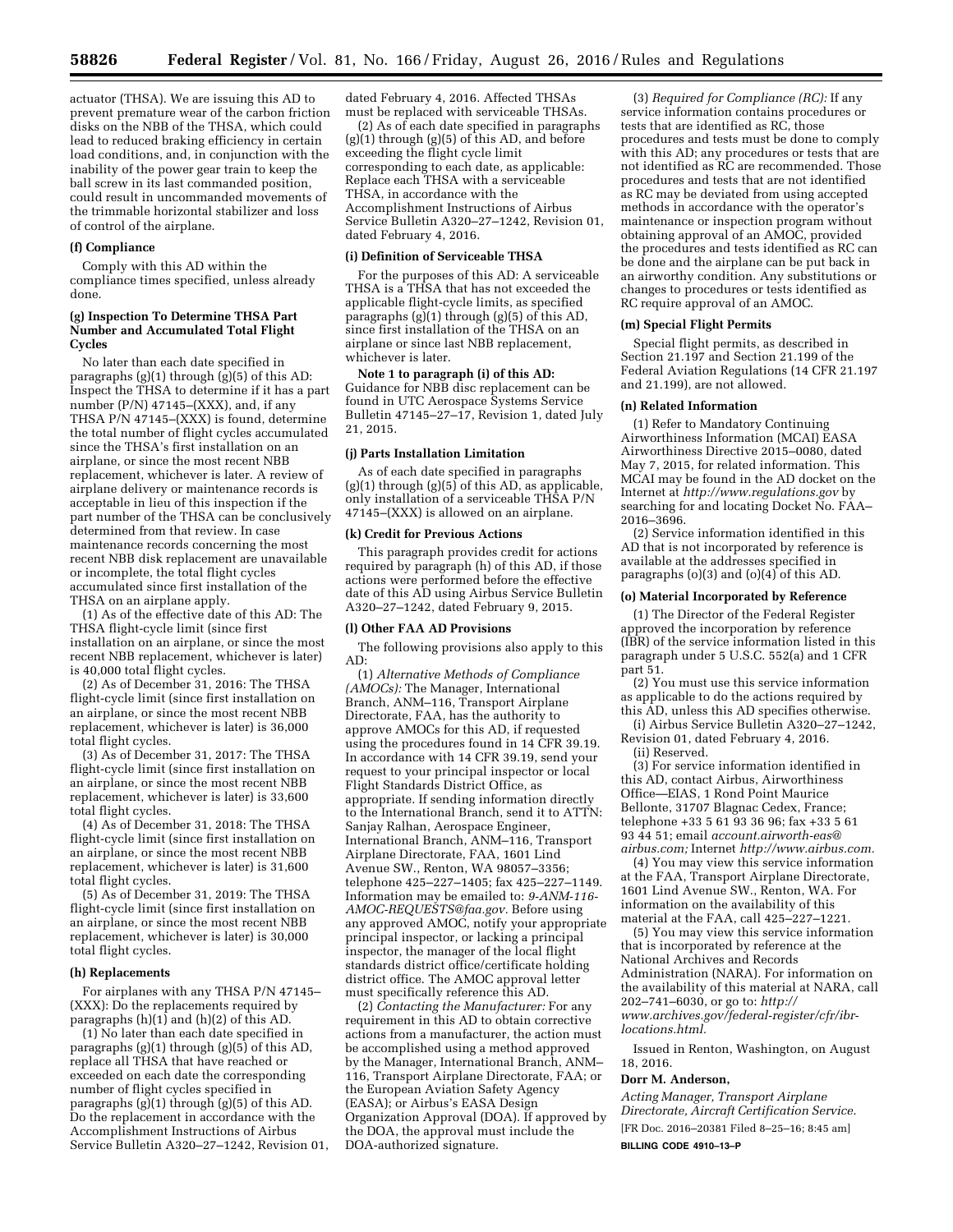actuator (THSA). We are issuing this AD to prevent premature wear of the carbon friction disks on the NBB of the THSA, which could lead to reduced braking efficiency in certain load conditions, and, in conjunction with the inability of the power gear train to keep the ball screw in its last commanded position, could result in uncommanded movements of the trimmable horizontal stabilizer and loss of control of the airplane.

**(f) Compliance**

Comply with this AD within the compliance times specified, unless already done.

**(g) Inspection To Determine THSA Part Number and Accumulated Total Flight Cycles**

No later than each date specified in paragraphs (g)(1) through (g)(5) of this AD: Inspect the THSA to determine if it has a part number (P/N) 47145–(XXX), and, if any THSA P/N 47145–(XXX) is found, determine the total number of flight cycles accumulated since the THSA's first installation on an airplane, or since the most recent NBB replacement, whichever is later. A review of airplane delivery or maintenance records is acceptable in lieu of this inspection if the part number of the THSA can be conclusively determined from that review. In case maintenance records concerning the most recent NBB disk replacement are unavailable or incomplete, the total flight cycles accumulated since first installation of the THSA on an airplane apply.

(1) As of the effective date of this AD: The THSA flight-cycle limit (since first installation on an airplane, or since the most recent NBB replacement, whichever is later) is 40,000 total flight cycles.

(2) As of December 31, 2016: The THSA flight-cycle limit (since first installation on an airplane, or since the most recent NBB replacement, whichever is later) is 36,000 total flight cycles.

(3) As of December 31, 2017: The THSA flight-cycle limit (since first installation on an airplane, or since the most recent NBB replacement, whichever is later) is 33,600 total flight cycles.

(4) As of December 31, 2018: The THSA flight-cycle limit (since first installation on an airplane, or since the most recent NBB replacement, whichever is later) is 31,600 total flight cycles.

(5) As of December 31, 2019: The THSA flight-cycle limit (since first installation on an airplane, or since the most recent NBB replacement, whichever is later) is 30,000 total flight cycles.

**(h) Replacements**

For airplanes with any THSA P/N 47145–(XXX): Do the replacements required by paragraphs (h)(1) and (h)(2) of this AD.

(1) No later than each date specified in paragraphs (g)(1) through (g)(5) of this AD, replace all THSA that have reached or exceeded on each date the corresponding number of flight cycles specified in paragraphs (g)(1) through (g)(5) of this AD. Do the replacement in accordance with the Accomplishment Instructions of Airbus Service Bulletin A320–27–1242, Revision 01, dated February 4, 2016. Affected THSAs must be replaced with serviceable THSAs.

(2) As of each date specified in paragraphs (g)(1) through (g)(5) of this AD, and before exceeding the flight cycle limit corresponding to each date, as applicable: Replace each THSA with a serviceable THSA, in accordance with the Accomplishment Instructions of Airbus Service Bulletin A320–27–1242, Revision 01, dated February 4, 2016.

**(i) Definition of Serviceable THSA**

For the purposes of this AD: A serviceable THSA is a THSA that has not exceeded the applicable flight-cycle limits, as specified paragraphs (g)(1) through (g)(5) of this AD, since first installation of the THSA on an airplane or since last NBB replacement, whichever is later.

**Note 1 to paragraph (i) of this AD:** Guidance for NBB disc replacement can be found in UTC Aerospace Systems Service Bulletin 47145–27–17, Revision 1, dated July 21, 2015.

**(j) Parts Installation Limitation**

As of each date specified in paragraphs (g)(1) through (g)(5) of this AD, as applicable, only installation of a serviceable THSA P/N 47145–(XXX) is allowed on an airplane.

**(k) Credit for Previous Actions**

This paragraph provides credit for actions required by paragraph (h) of this AD, if those actions were performed before the effective date of this AD using Airbus Service Bulletin A320–27–1242, dated February 9, 2015.

**(l) Other FAA AD Provisions**

The following provisions also apply to this AD:

(1) *Alternative Methods of Compliance (AMOCs):* The Manager, International Branch, ANM–116, Transport Airplane Directorate, FAA, has the authority to approve AMOCs for this AD, if requested using the procedures found in 14 CFR 39.19. In accordance with 14 CFR 39.19, send your request to your principal inspector or local Flight Standards District Office, as appropriate. If sending information directly to the International Branch, send it to ATTN: Sanjay Ralhan, Aerospace Engineer, International Branch, ANM–116, Transport Airplane Directorate, FAA, 1601 Lind Avenue SW., Renton, WA 98057–3356; telephone 425–227–1405; fax 425–227–1149. Information may be emailed to: *9-ANM-116-AMOC-REQUESTS@faa.gov.* Before using any approved AMOC, notify your appropriate principal inspector, or lacking a principal inspector, the manager of the local flight standards district office/certificate holding district office. The AMOC approval letter must specifically reference this AD.

(2) *Contacting the Manufacturer:* For any requirement in this AD to obtain corrective actions from a manufacturer, the action must be accomplished using a method approved by the Manager, International Branch, ANM–116, Transport Airplane Directorate, FAA; or the European Aviation Safety Agency (EASA); or Airbus's EASA Design Organization Approval (DOA). If approved by the DOA, the approval must include the DOA-authorized signature.

(3) *Required for Compliance (RC):* If any service information contains procedures or tests that are identified as RC, those procedures and tests must be done to comply with this AD; any procedures or tests that are not identified as RC are recommended. Those procedures and tests that are not identified as RC may be deviated from using accepted methods in accordance with the operator's maintenance or inspection program without obtaining approval of an AMOC, provided the procedures and tests identified as RC can be done and the airplane can be put back in an airworthy condition. Any substitutions or changes to procedures or tests identified as RC require approval of an AMOC.

**(m) Special Flight Permits**

Special flight permits, as described in Section 21.197 and Section 21.199 of the Federal Aviation Regulations (14 CFR 21.197 and 21.199), are not allowed.

**(n) Related Information**

(1) Refer to Mandatory Continuing Airworthiness Information (MCAI) EASA Airworthiness Directive 2015–0080, dated May 7, 2015, for related information. This MCAI may be found in the AD docket on the Internet at *http://www.regulations.gov* by searching for and locating Docket No. FAA–2016–3696.

(2) Service information identified in this AD that is not incorporated by reference is available at the addresses specified in paragraphs (o)(3) and (o)(4) of this AD.

**(o) Material Incorporated by Reference**

(1) The Director of the Federal Register approved the incorporation by reference (IBR) of the service information listed in this paragraph under 5 U.S.C. 552(a) and 1 CFR part 51.

(2) You must use this service information as applicable to do the actions required by this AD, unless this AD specifies otherwise.

(i) Airbus Service Bulletin A320–27–1242, Revision 01, dated February 4, 2016.

(ii) Reserved.

(3) For service information identified in this AD, contact Airbus, Airworthiness Office—EIAS, 1 Rond Point Maurice Bellonte, 31707 Blagnac Cedex, France; telephone +33 5 61 93 36 96; fax +33 5 61 93 44 51; email *account.airworth-eas@airbus.com;* Internet *http://www.airbus.com.*

(4) You may view this service information at the FAA, Transport Airplane Directorate, 1601 Lind Avenue SW., Renton, WA. For information on the availability of this material at the FAA, call 425–227–1221.

(5) You may view this service information that is incorporated by reference at the National Archives and Records Administration (NARA). For information on the availability of this material at NARA, call 202–741–6030, or go to: *http://www.archives.gov/federal-register/cfr/ibr-locations.html.*

Issued in Renton, Washington, on August 18, 2016.

**Dorr M. Anderson,**

*Acting Manager, Transport Airplane Directorate, Aircraft Certification Service.*

[FR Doc. 2016–20381 Filed 8–25–16; 8:45 am]

**BILLING CODE 4910–13–P**